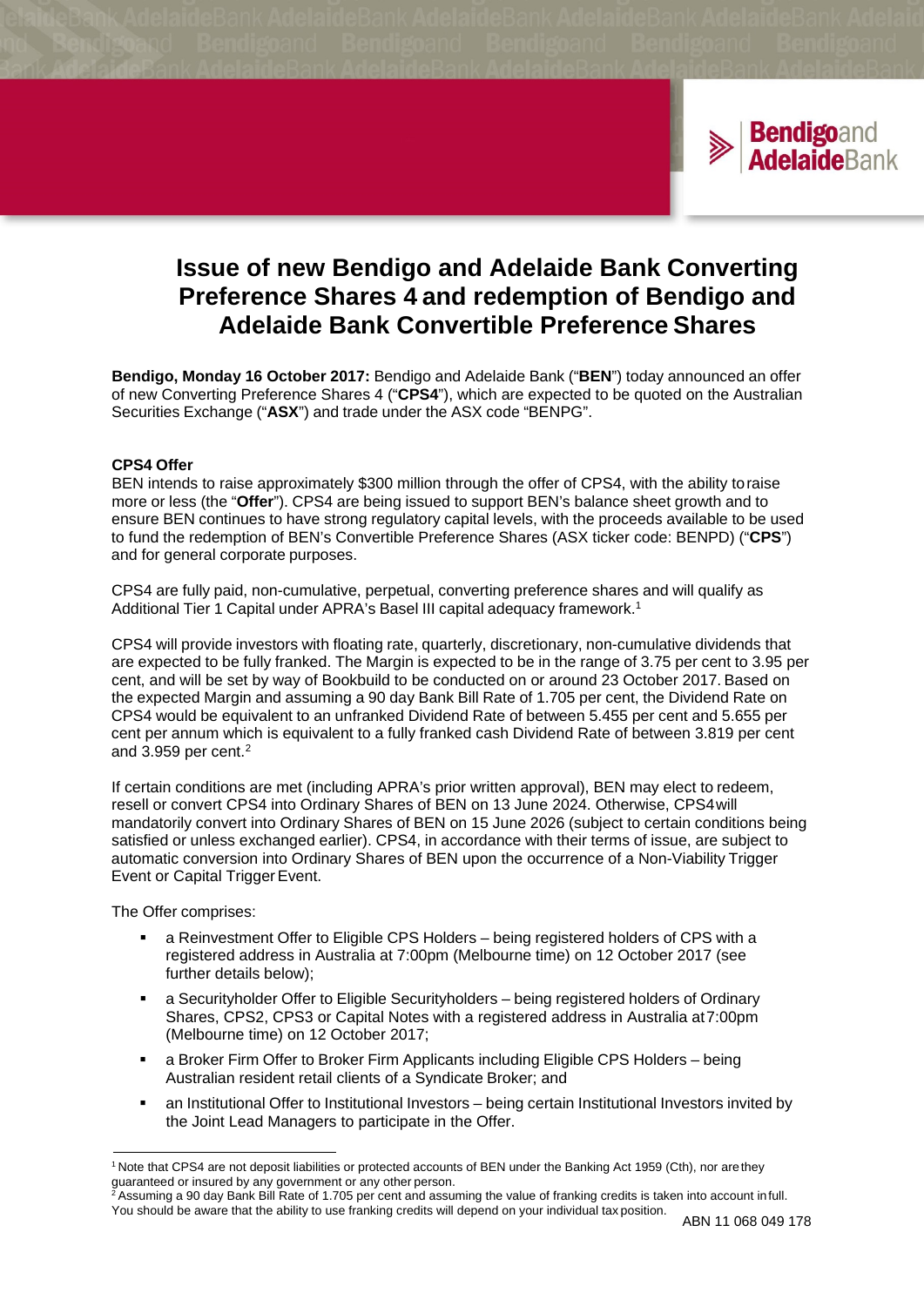# Issue of new Bendigo and Adelaide Bank Converting Preference Shares 4 and redemption of Bendigo and Adelaide Bank Convertible Preference Shares

**Bendigo, Monday 16 October 2017:** Bendigo and Adelaide Bank ("**BEN**") today announced an offer of new Converting Preference Shares 4 ("**CPS4**"), which are expected to be quoted on the Australian Securities Exchange ("**ASX**") and trade under the ASX code "BENPG".

**CPS4 Offer**

BEN intends to raise approximately $300 million through the offer of CPS4, with the ability to raise more or less (the "**Offer**"). CPS4 are being issued to support BEN's balance sheet growth and to ensure BEN continues to have strong regulatory capital levels, with the proceeds available to be used to fund the redemption of BEN's Convertible Preference Shares (ASX ticker code: BENPD) ("**CPS**") and for general corporate purposes.

CPS4 are fully paid, non-cumulative, perpetual, converting preference shares and will qualify as Additional Tier 1 Capital under APRA's Basel III capital adequacy framework.[1]

CPS4 will provide investors with floating rate, quarterly, discretionary, non-cumulative dividends that are expected to be fully franked. The Margin is expected to be in the range of 3.75 per cent to 3.95 per cent, and will be set by way of Bookbuild to be conducted on or around 23 October 2017. Based on the expected Margin and assuming a 90 day Bank Bill Rate of 1.705 per cent, the Dividend Rate on CPS4 would be equivalent to an unfranked Dividend Rate of between 5.455 per cent and 5.655 per cent per annum which is equivalent to a fully franked cash Dividend Rate of between 3.819 per cent and 3.959 per cent.[2]

If certain conditions are met (including APRA's prior written approval), BEN may elect to redeem, resell or convert CPS4 into Ordinary Shares of BEN on 13 June 2024. Otherwise, CPS4 will mandatorily convert into Ordinary Shares of BEN on 15 June 2026 (subject to certain conditions being satisfied or unless exchanged earlier). CPS4, in accordance with their terms of issue, are subject to automatic conversion into Ordinary Shares of BEN upon the occurrence of a Non-Viability Trigger Event or Capital Trigger Event.

The Offer comprises:

- a Reinvestment Offer to Eligible CPS Holders – being registered holders of CPS with a registered address in Australia at 7:00pm (Melbourne time) on 12 October 2017 (see further details below);
- a Securityholder Offer to Eligible Securityholders – being registered holders of Ordinary Shares, CPS2, CPS3 or Capital Notes with a registered address in Australia at 7:00pm (Melbourne time) on 12 October 2017;
- a Broker Firm Offer to Broker Firm Applicants including Eligible CPS Holders – being Australian resident retail clients of a Syndicate Broker; and
- an Institutional Offer to Institutional Investors – being certain Institutional Investors invited by the Joint Lead Managers to participate in the Offer.

[1] Note that CPS4 are not deposit liabilities or protected accounts of BEN under the Banking Act 1959 (Cth), nor are they guaranteed or insured by any government or any other person.

[2] Assuming a 90 day Bank Bill Rate of 1.705 per cent and assuming the value of franking credits is taken into account in full. You should be aware that the ability to use franking credits will depend on your individual tax position.

ABN 11 068 049 178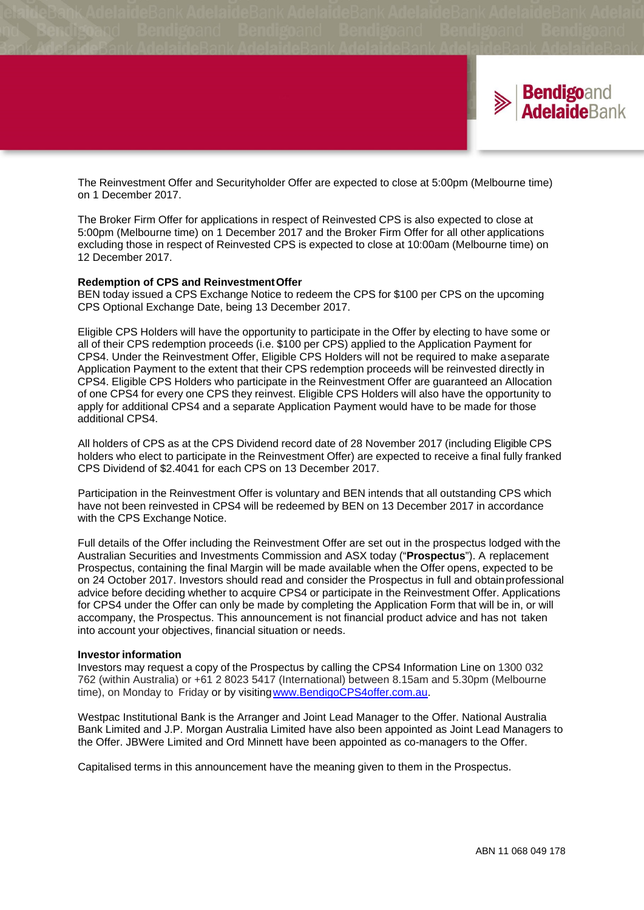The Reinvestment Offer and Securityholder Offer are expected to close at 5:00pm (Melbourne time) on 1 December 2017.

The Broker Firm Offer for applications in respect of Reinvested CPS is also expected to close at 5:00pm (Melbourne time) on 1 December 2017 and the Broker Firm Offer for all other applications excluding those in respect of Reinvested CPS is expected to close at 10:00am (Melbourne time) on 12 December 2017.

**Redemption of CPS and Reinvestment Offer**

BEN today issued a CPS Exchange Notice to redeem the CPS for $100 per CPS on the upcoming CPS Optional Exchange Date, being 13 December 2017.

Eligible CPS Holders will have the opportunity to participate in the Offer by electing to have some or all of their CPS redemption proceeds (i.e. $100 per CPS) applied to the Application Payment for CPS4. Under the Reinvestment Offer, Eligible CPS Holders will not be required to make a separate Application Payment to the extent that their CPS redemption proceeds will be reinvested directly in CPS4. Eligible CPS Holders who participate in the Reinvestment Offer are guaranteed an Allocation of one CPS4 for every one CPS they reinvest. Eligible CPS Holders will also have the opportunity to apply for additional CPS4 and a separate Application Payment would have to be made for those additional CPS4.

All holders of CPS as at the CPS Dividend record date of 28 November 2017 (including Eligible CPS holders who elect to participate in the Reinvestment Offer) are expected to receive a final fully franked CPS Dividend of $2.4041 for each CPS on 13 December 2017.

Participation in the Reinvestment Offer is voluntary and BEN intends that all outstanding CPS which have not been reinvested in CPS4 will be redeemed by BEN on 13 December 2017 in accordance with the CPS Exchange Notice.

Full details of the Offer including the Reinvestment Offer are set out in the prospectus lodged with the Australian Securities and Investments Commission and ASX today ("**Prospectus**"). A replacement Prospectus, containing the final Margin will be made available when the Offer opens, expected to be on 24 October 2017. Investors should read and consider the Prospectus in full and obtain professional advice before deciding whether to acquire CPS4 or participate in the Reinvestment Offer. Applications for CPS4 under the Offer can only be made by completing the Application Form that will be in, or will accompany, the Prospectus. This announcement is not financial product advice and has not taken into account your objectives, financial situation or needs.

**Investor information**

Investors may request a copy of the Prospectus by calling the CPS4 Information Line on 1300 032 762 (within Australia) or +61 2 8023 5417 (International) between 8.15am and 5.30pm (Melbourne time), on Monday to Friday or by visiting [www.BendigoCPS4offer.com.au](www.BendigoCPS4offer.com.au).

Westpac Institutional Bank is the Arranger and Joint Lead Manager to the Offer. National Australia Bank Limited and J.P. Morgan Australia Limited have also been appointed as Joint Lead Managers to the Offer. JBWere Limited and Ord Minnett have been appointed as co-managers to the Offer.

Capitalised terms in this announcement have the meaning given to them in the Prospectus.

ABN 11 068 049 178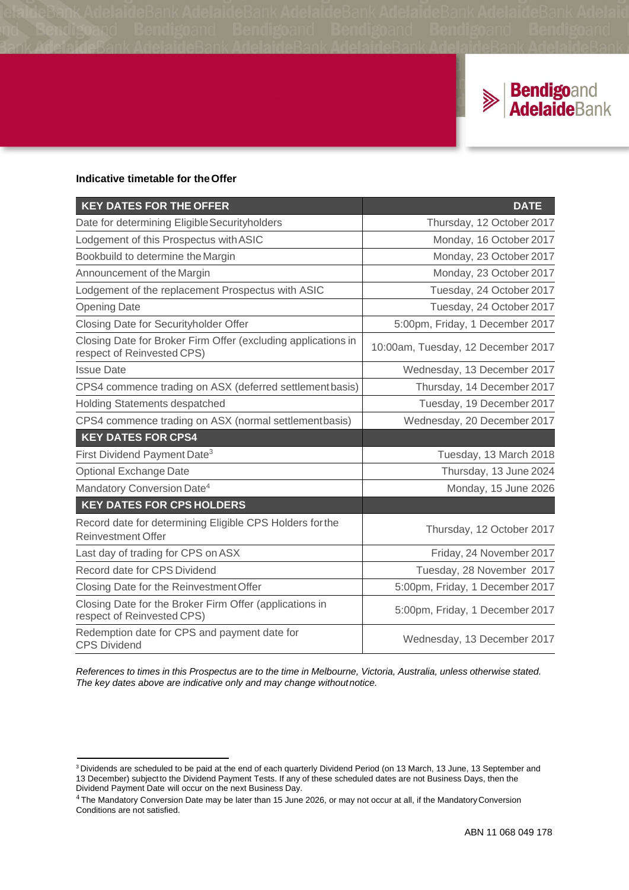**Indicative timetable for the Offer**

| KEY DATES FOR THE OFFER | DATE |
|---|---|
| Date for determining Eligible Securityholders | Thursday, 12 October 2017 |
| Lodgement of this Prospectus with ASIC | Monday, 16 October 2017 |
| Bookbuild to determine the Margin | Monday, 23 October 2017 |
| Announcement of the Margin | Monday, 23 October 2017 |
| Lodgement of the replacement Prospectus with ASIC | Tuesday, 24 October 2017 |
| Opening Date | Tuesday, 24 October 2017 |
| Closing Date for Securityholder Offer | 5:00pm, Friday, 1 December 2017 |
| Closing Date for Broker Firm Offer (excluding applications in respect of Reinvested CPS) | 10:00am, Tuesday, 12 December 2017 |
| Issue Date | Wednesday, 13 December 2017 |
| CPS4 commence trading on ASX (deferred settlement basis) | Thursday, 14 December 2017 |
| Holding Statements despatched | Tuesday, 19 December 2017 |
| CPS4 commence trading on ASX (normal settlement basis) | Wednesday, 20 December 2017 |
| **KEY DATES FOR CPS4** | |
| First Dividend Payment Date[3] | Tuesday, 13 March 2018 |
| Optional Exchange Date | Thursday, 13 June 2024 |
| Mandatory Conversion Date[4] | Monday, 15 June 2026 |
| **KEY DATES FOR CPS HOLDERS** | |
| Record date for determining Eligible CPS Holders for the Reinvestment Offer | Thursday, 12 October 2017 |
| Last day of trading for CPS on ASX | Friday, 24 November 2017 |
| Record date for CPS Dividend | Tuesday, 28 November 2017 |
| Closing Date for the Reinvestment Offer | 5:00pm, Friday, 1 December 2017 |
| Closing Date for the Broker Firm Offer (applications in respect of Reinvested CPS) | 5:00pm, Friday, 1 December 2017 |
| Redemption date for CPS and payment date for CPS Dividend | Wednesday, 13 December 2017 |

*References to times in this Prospectus are to the time in Melbourne, Victoria, Australia, unless otherwise stated. The key dates above are indicative only and may change without notice.*

[3] Dividends are scheduled to be paid at the end of each quarterly Dividend Period (on 13 March, 13 June, 13 September and 13 December) subject to the Dividend Payment Tests. If any of these scheduled dates are not Business Days, then the Dividend Payment Date will occur on the next Business Day.

[4] The Mandatory Conversion Date may be later than 15 June 2026, or may not occur at all, if the Mandatory Conversion Conditions are not satisfied.

ABN 11 068 049 178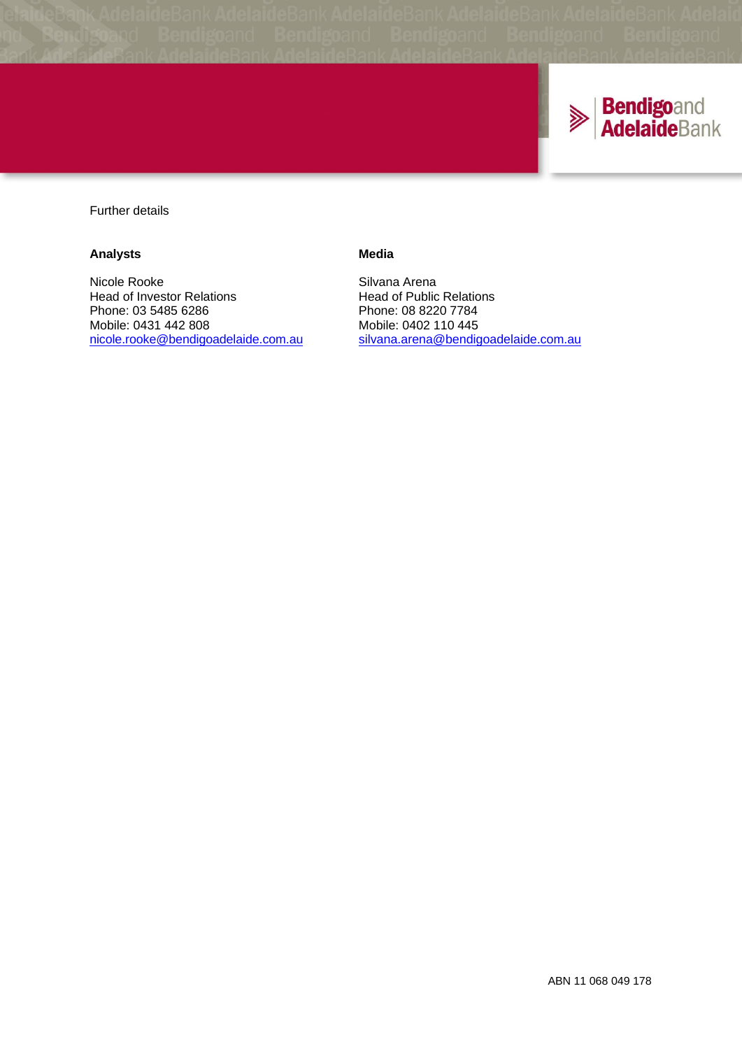Further details

**Analysts**

Nicole Rooke
Head of Investor Relations
Phone: 03 5485 6286
Mobile: 0431 442 808
nicole.rooke@bendigoadelaide.com.au

**Media**

Silvana Arena
Head of Public Relations
Phone: 08 8220 7784
Mobile: 0402 110 445
silvana.arena@bendigoadelaide.com.au

ABN 11 068 049 178